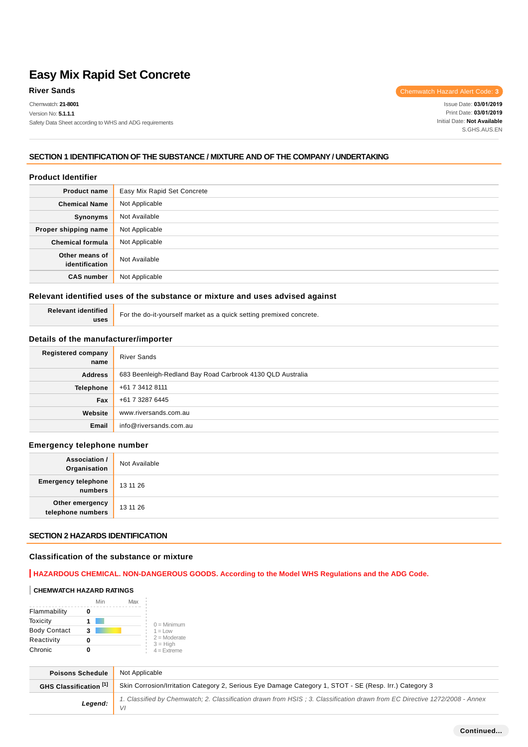# Easy Mix Rapid Set Concrete

**River Sands**

Chemwatch: **21-8001**
Version No: **5.1.1.1**
Safety Data Sheet according to WHS and ADG requirements

Chemwatch Hazard Alert Code: **3**

Issue Date: **03/01/2019**
Print Date: **03/01/2019**
Initial Date: **Not Available**
S.GHS.AUS.EN

## SECTION 1 IDENTIFICATION OF THE SUBSTANCE / MIXTURE AND OF THE COMPANY / UNDERTAKING

### Product Identifier

| | |
|---|---|
| **Product name** | Easy Mix Rapid Set Concrete |
| **Chemical Name** | Not Applicable |
| **Synonyms** | Not Available |
| **Proper shipping name** | Not Applicable |
| **Chemical formula** | Not Applicable |
| **Other means of identification** | Not Available |
| **CAS number** | Not Applicable |

### Relevant identified uses of the substance or mixture and uses advised against

| | |
|---|---|
| **Relevant identified uses** | For the do-it-yourself market as a quick setting premixed concrete. |

### Details of the manufacturer/importer

| | |
|---|---|
| **Registered company name** | River Sands |
| **Address** | 683 Beenleigh-Redland Bay Road Carbrook 4130 QLD Australia |
| **Telephone** | +61 7 3412 8111 |
| **Fax** | +61 7 3287 6445 |
| **Website** | www.riversands.com.au |
| **Email** | info@riversands.com.au |

### Emergency telephone number

| | |
|---|---|
| **Association / Organisation** | Not Available |
| **Emergency telephone numbers** | 13 11 26 |
| **Other emergency telephone numbers** | 13 11 26 |

## SECTION 2 HAZARDS IDENTIFICATION

### Classification of the substance or mixture

**HAZARDOUS CHEMICAL. NON-DANGEROUS GOODS. According to the Model WHS Regulations and the ADG Code.**

**CHEMWATCH HAZARD RATINGS**

| | Rating |
|---|---|
| Flammability | 0 |
| Toxicity | 1 |
| Body Contact | 3 |
| Reactivity | 0 |
| Chronic | 0 |

0 = Minimum
1 = Low
2 = Moderate
3 = High
4 = Extreme

| | |
|---|---|
| **Poisons Schedule** | Not Applicable |
| **GHS Classification [1]** | Skin Corrosion/Irritation Category 2, Serious Eye Damage Category 1, STOT - SE (Resp. Irr.) Category 3 |
| ***Legend:*** | *1. Classified by Chemwatch; 2. Classification drawn from HSIS ; 3. Classification drawn from EC Directive 1272/2008 - Annex VI* |

Continued...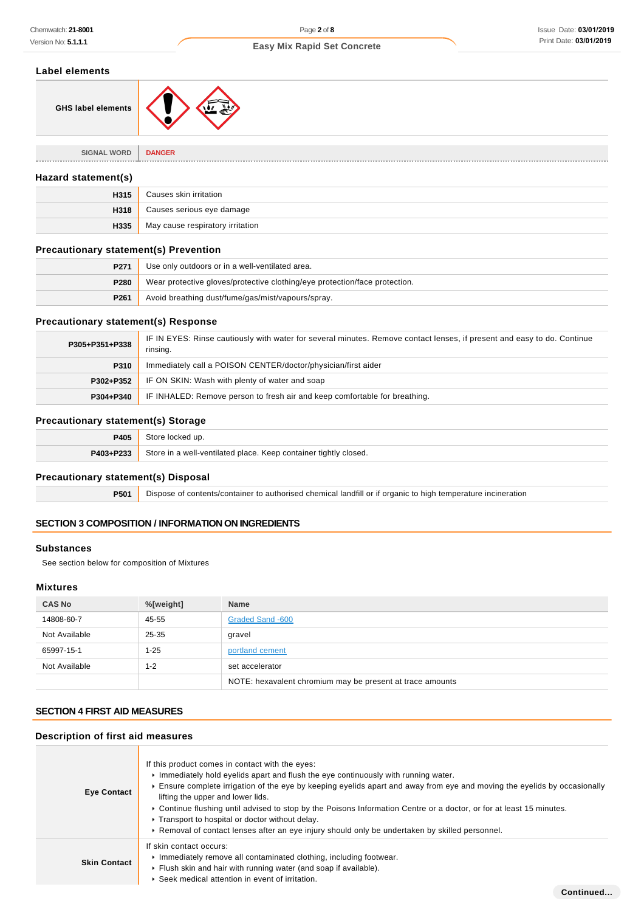## Label elements

| GHS label elements | |
|---|---|
| SIGNAL WORD | DANGER |

## Hazard statement(s)

| | |
|---|---|
| H315 | Causes skin irritation |
| H318 | Causes serious eye damage |
| H335 | May cause respiratory irritation |

## Precautionary statement(s) Prevention

| | |
|---|---|
| P271 | Use only outdoors or in a well-ventilated area. |
| P280 | Wear protective gloves/protective clothing/eye protection/face protection. |
| P261 | Avoid breathing dust/fume/gas/mist/vapours/spray. |

## Precautionary statement(s) Response

| | |
|---|---|
| P305+P351+P338 | IF IN EYES: Rinse cautiously with water for several minutes. Remove contact lenses, if present and easy to do. Continue rinsing. |
| P310 | Immediately call a POISON CENTER/doctor/physician/first aider |
| P302+P352 | IF ON SKIN: Wash with plenty of water and soap |
| P304+P340 | IF INHALED: Remove person to fresh air and keep comfortable for breathing. |

## Precautionary statement(s) Storage

| | |
|---|---|
| P405 | Store locked up. |
| P403+P233 | Store in a well-ventilated place. Keep container tightly closed. |

## Precautionary statement(s) Disposal

| | |
|---|---|
| P501 | Dispose of contents/container to authorised chemical landfill or if organic to high temperature incineration |

# SECTION 3 COMPOSITION / INFORMATION ON INGREDIENTS

## Substances

See section below for composition of Mixtures

## Mixtures

| CAS No | %[weight] | Name |
|---|---|---|
| 14808-60-7 | 45-55 | Graded Sand -600 |
| Not Available | 25-35 | gravel |
| 65997-15-1 | 1-25 | portland cement |
| Not Available | 1-2 | set accelerator |
| | | NOTE: hexavalent chromium may be present at trace amounts |

# SECTION 4 FIRST AID MEASURES

## Description of first aid measures

| | |
|---|---|
| Eye Contact | If this product comes in contact with the eyes:<br>▸ Immediately hold eyelids apart and flush the eye continuously with running water.<br>▸ Ensure complete irrigation of the eye by keeping eyelids apart and away from eye and moving the eyelids by occasionally lifting the upper and lower lids.<br>▸ Continue flushing until advised to stop by the Poisons Information Centre or a doctor, or for at least 15 minutes.<br>▸ Transport to hospital or doctor without delay.<br>▸ Removal of contact lenses after an eye injury should only be undertaken by skilled personnel. |
| Skin Contact | If skin contact occurs:<br>▸ Immediately remove all contaminated clothing, including footwear.<br>▸ Flush skin and hair with running water (and soap if available).<br>▸ Seek medical attention in event of irritation. |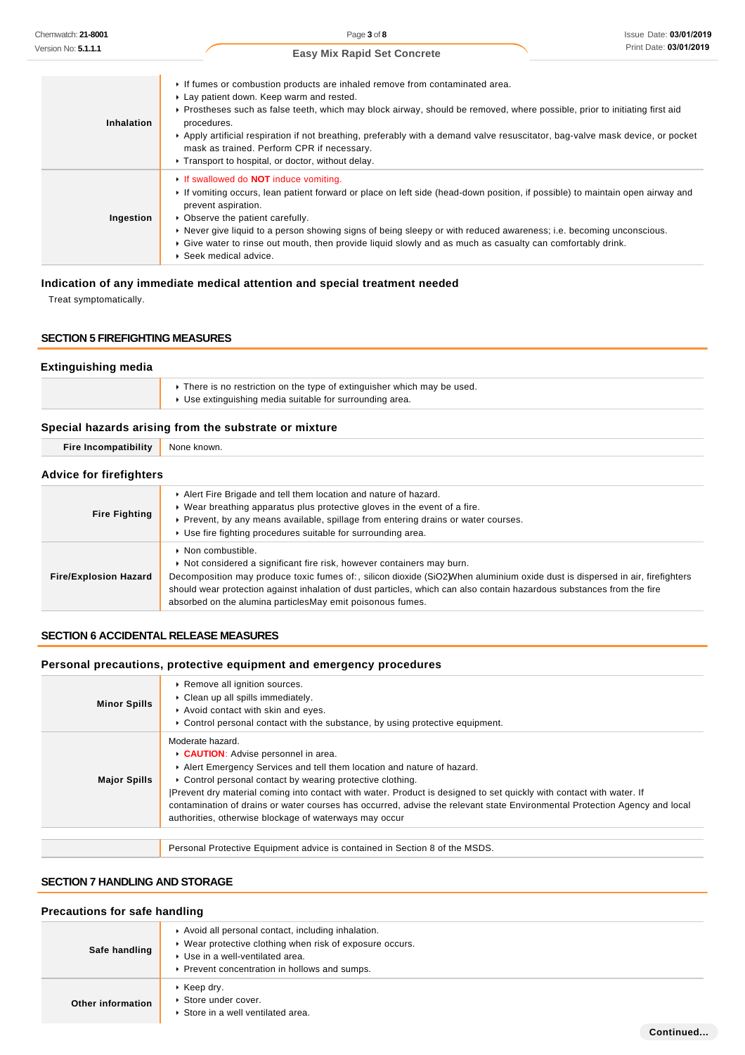| | |
|---|---|
| **Inhalation** | ▸ If fumes or combustion products are inhaled remove from contaminated area.<br>▸ Lay patient down. Keep warm and rested.<br>▸ Prostheses such as false teeth, which may block airway, should be removed, where possible, prior to initiating first aid procedures.<br>▸ Apply artificial respiration if not breathing, preferably with a demand valve resuscitator, bag-valve mask device, or pocket mask as trained. Perform CPR if necessary.<br>▸ Transport to hospital, or doctor, without delay. |
| **Ingestion** | ▸ If swallowed do **NOT** induce vomiting.<br>▸ If vomiting occurs, lean patient forward or place on left side (head-down position, if possible) to maintain open airway and prevent aspiration.<br>▸ Observe the patient carefully.<br>▸ Never give liquid to a person showing signs of being sleepy or with reduced awareness; i.e. becoming unconscious.<br>▸ Give water to rinse out mouth, then provide liquid slowly and as much as casualty can comfortably drink.<br>▸ Seek medical advice. |

### Indication of any immediate medical attention and special treatment needed

Treat symptomatically.

## SECTION 5 FIREFIGHTING MEASURES

### Extinguishing media

| | |
|---|---|
| | ▸ There is no restriction on the type of extinguisher which may be used.<br>▸ Use extinguishing media suitable for surrounding area. |

### Special hazards arising from the substrate or mixture

| | |
|---|---|
| **Fire Incompatibility** | None known. |

### Advice for firefighters

| | |
|---|---|
| **Fire Fighting** | ▸ Alert Fire Brigade and tell them location and nature of hazard.<br>▸ Wear breathing apparatus plus protective gloves in the event of a fire.<br>▸ Prevent, by any means available, spillage from entering drains or water courses.<br>▸ Use fire fighting procedures suitable for surrounding area. |
| **Fire/Explosion Hazard** | ▸ Non combustible.<br>▸ Not considered a significant fire risk, however containers may burn.<br>Decomposition may produce toxic fumes of:, silicon dioxide ($SiO_2$)When aluminium oxide dust is dispersed in air, firefighters should wear protection against inhalation of dust particles, which can also contain hazardous substances from the fire absorbed on the alumina particlesMay emit poisonous fumes. |

## SECTION 6 ACCIDENTAL RELEASE MEASURES

### Personal precautions, protective equipment and emergency procedures

| | |
|---|---|
| **Minor Spills** | ▸ Remove all ignition sources.<br>▸ Clean up all spills immediately.<br>▸ Avoid contact with skin and eyes.<br>▸ Control personal contact with the substance, by using protective equipment. |
| **Major Spills** | Moderate hazard.<br>▸ **CAUTION**: Advise personnel in area.<br>▸ Alert Emergency Services and tell them location and nature of hazard.<br>▸ Control personal contact by wearing protective clothing.<br>\|Prevent dry material coming into contact with water. Product is designed to set quickly with contact with water. If contamination of drains or water courses has occurred, advise the relevant state Environmental Protection Agency and local authorities, otherwise blockage of waterways may occur |

| | |
|---|---|
| | Personal Protective Equipment advice is contained in Section 8 of the MSDS. |

## SECTION 7 HANDLING AND STORAGE

### Precautions for safe handling

| | |
|---|---|
| **Safe handling** | ▸ Avoid all personal contact, including inhalation.<br>▸ Wear protective clothing when risk of exposure occurs.<br>▸ Use in a well-ventilated area.<br>▸ Prevent concentration in hollows and sumps. |
| **Other information** | ▸ Keep dry.<br>▸ Store under cover.<br>▸ Store in a well ventilated area. |

**Continued...**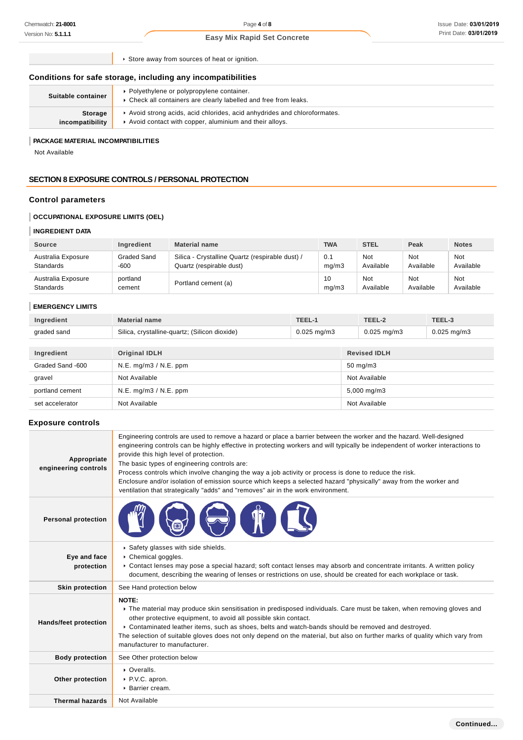| | |
|---|---|
| | ‣ Store away from sources of heat or ignition. |

### Conditions for safe storage, including any incompatibilities

| | |
|---|---|
| **Suitable container** | ‣ Polyethylene or polypropylene container.<br>‣ Check all containers are clearly labelled and free from leaks. |
| **Storage incompatibility** | ‣ Avoid strong acids, acid chlorides, acid anhydrides and chloroformates.<br>‣ Avoid contact with copper, aluminium and their alloys. |

**PACKAGE MATERIAL INCOMPATIBILITIES**

Not Available

## SECTION 8 EXPOSURE CONTROLS / PERSONAL PROTECTION

### Control parameters

**OCCUPATIONAL EXPOSURE LIMITS (OEL)**

**INGREDIENT DATA**

| Source | Ingredient | Material name | TWA | STEL | Peak | Notes |
|---|---|---|---|---|---|---|
| Australia Exposure Standards | Graded Sand -600 | Silica - Crystalline Quartz (respirable dust) / Quartz (respirable dust) | 0.1 mg/m3 | Not Available | Not Available | Not Available |
| Australia Exposure Standards | portland cement | Portland cement (a) | 10 mg/m3 | Not Available | Not Available | Not Available |

**EMERGENCY LIMITS**

| Ingredient | Material name | TEEL-1 | TEEL-2 | TEEL-3 |
|---|---|---|---|---|
| graded sand | Silica, crystalline-quartz; (Silicon dioxide) | 0.025 mg/m3 | 0.025 mg/m3 | 0.025 mg/m3 |

| Ingredient | Original IDLH | Revised IDLH |
|---|---|---|
| Graded Sand -600 | N.E. mg/m3 / N.E. ppm | 50 mg/m3 |
| gravel | Not Available | Not Available |
| portland cement | N.E. mg/m3 / N.E. ppm | 5,000 mg/m3 |
| set accelerator | Not Available | Not Available |

### Exposure controls

| | |
|---|---|
| **Appropriate engineering controls** | Engineering controls are used to remove a hazard or place a barrier between the worker and the hazard. Well-designed engineering controls can be highly effective in protecting workers and will typically be independent of worker interactions to provide this high level of protection.<br>The basic types of engineering controls are:<br>Process controls which involve changing the way a job activity or process is done to reduce the risk.<br>Enclosure and/or isolation of emission source which keeps a selected hazard "physically" away from the worker and ventilation that strategically "adds" and "removes" air in the work environment. |
| **Personal protection** | |
| **Eye and face protection** | ‣ Safety glasses with side shields.<br>‣ Chemical goggles.<br>‣ Contact lenses may pose a special hazard; soft contact lenses may absorb and concentrate irritants. A written policy document, describing the wearing of lenses or restrictions on use, should be created for each workplace or task. |
| **Skin protection** | See Hand protection below |
| **Hands/feet protection** | **NOTE:**<br>‣ The material may produce skin sensitisation in predisposed individuals. Care must be taken, when removing gloves and other protective equipment, to avoid all possible skin contact.<br>‣ Contaminated leather items, such as shoes, belts and watch-bands should be removed and destroyed.<br>The selection of suitable gloves does not only depend on the material, but also on further marks of quality which vary from manufacturer to manufacturer. |
| **Body protection** | See Other protection below |
| **Other protection** | ‣ Overalls.<br>‣ P.V.C. apron.<br>‣ Barrier cream. |
| **Thermal hazards** | Not Available |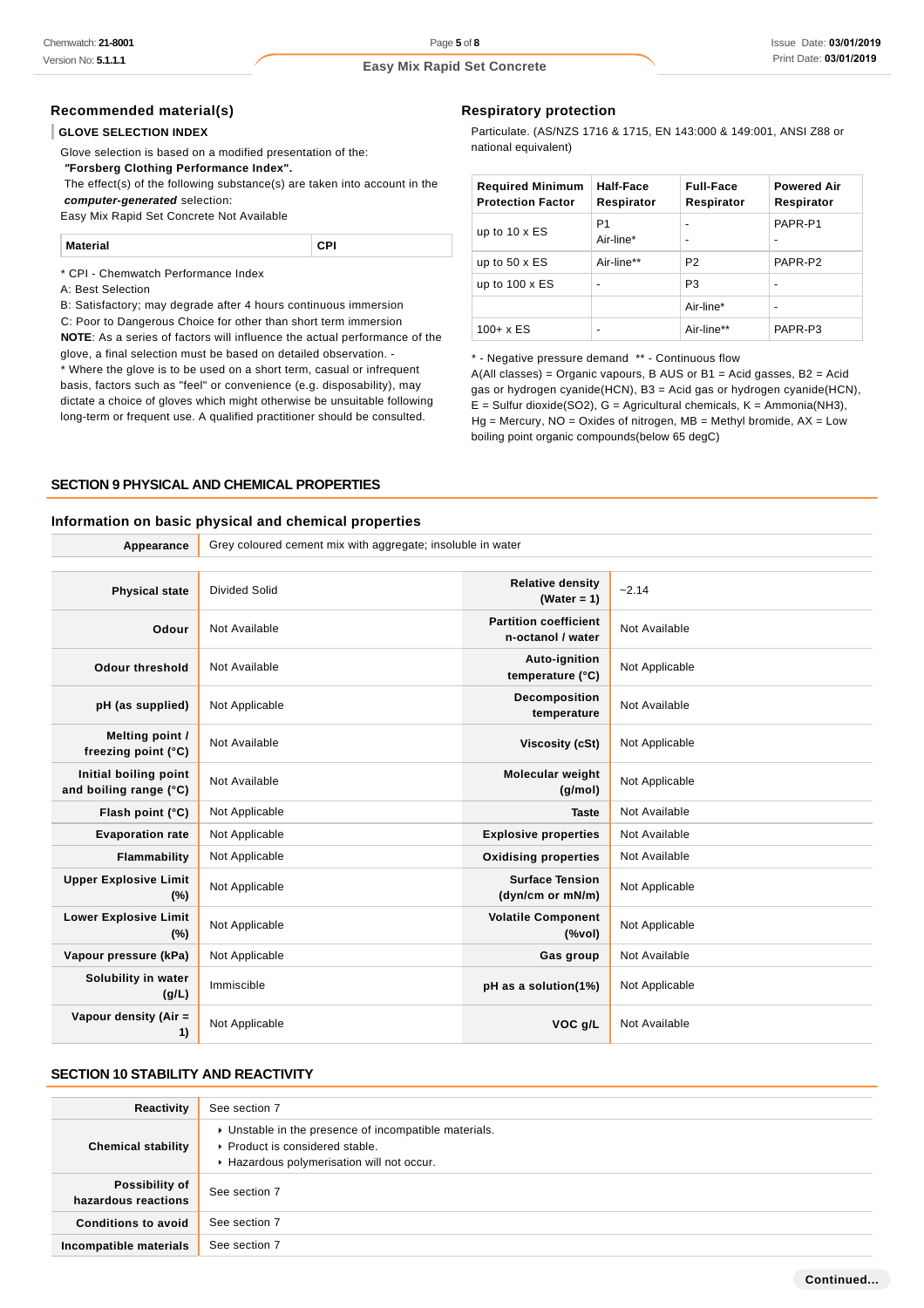### Recommended material(s)

**GLOVE SELECTION INDEX**

Glove selection is based on a modified presentation of the:
***"Forsberg Clothing Performance Index".***
The effect(s) of the following substance(s) are taken into account in the ***computer-generated*** selection:
Easy Mix Rapid Set Concrete Not Available

| Material | CPI |
|---|---|

* CPI - Chemwatch Performance Index
A: Best Selection
B: Satisfactory; may degrade after 4 hours continuous immersion
C: Poor to Dangerous Choice for other than short term immersion
**NOTE**: As a series of factors will influence the actual performance of the glove, a final selection must be based on detailed observation. -
* Where the glove is to be used on a short term, casual or infrequent basis, factors such as "feel" or convenience (e.g. disposability), may dictate a choice of gloves which might otherwise be unsuitable following long-term or frequent use. A qualified practitioner should be consulted.

### Respiratory protection

Particulate. (AS/NZS 1716 & 1715, EN 143:000 & 149:001, ANSI Z88 or national equivalent)

| Required Minimum Protection Factor | Half-Face Respirator | Full-Face Respirator | Powered Air Respirator |
|---|---|---|---|
| up to 10 x ES | P1<br>Air-line* | -<br>- | PAPR-P1<br>- |
| up to 50 x ES | Air-line** | P2 | PAPR-P2 |
| up to 100 x ES | - | P3 | - |
| | | Air-line* | - |
| 100+ x ES | - | Air-line** | PAPR-P3 |

* - Negative pressure demand ** - Continuous flow
A(All classes) = Organic vapours, B AUS or B1 = Acid gasses, B2 = Acid gas or hydrogen cyanide(HCN), B3 = Acid gas or hydrogen cyanide(HCN), E = Sulfur dioxide(SO2), G = Agricultural chemicals, K = Ammonia(NH3), Hg = Mercury, NO = Oxides of nitrogen, MB = Methyl bromide, AX = Low boiling point organic compounds(below 65 degC)

## SECTION 9 PHYSICAL AND CHEMICAL PROPERTIES

### Information on basic physical and chemical properties

| **Appearance** | Grey coloured cement mix with aggregate; insoluble in water | | |
|---|---|---|---|
| **Physical state** | Divided Solid | **Relative density (Water = 1)** | ~2.14 |
| **Odour** | Not Available | **Partition coefficient n-octanol / water** | Not Available |
| **Odour threshold** | Not Available | **Auto-ignition temperature (°C)** | Not Applicable |
| **pH (as supplied)** | Not Applicable | **Decomposition temperature** | Not Available |
| **Melting point / freezing point (°C)** | Not Available | **Viscosity (cSt)** | Not Applicable |
| **Initial boiling point and boiling range (°C)** | Not Available | **Molecular weight (g/mol)** | Not Applicable |
| **Flash point (°C)** | Not Applicable | **Taste** | Not Available |
| **Evaporation rate** | Not Applicable | **Explosive properties** | Not Available |
| **Flammability** | Not Applicable | **Oxidising properties** | Not Available |
| **Upper Explosive Limit (%)** | Not Applicable | **Surface Tension (dyn/cm or mN/m)** | Not Applicable |
| **Lower Explosive Limit (%)** | Not Applicable | **Volatile Component (%vol)** | Not Applicable |
| **Vapour pressure (kPa)** | Not Applicable | **Gas group** | Not Available |
| **Solubility in water (g/L)** | Immiscible | **pH as a solution(1%)** | Not Applicable |
| **Vapour density (Air = 1)** | Not Applicable | **VOC g/L** | Not Available |

## SECTION 10 STABILITY AND REACTIVITY

| **Reactivity** | See section 7 |
|---|---|
| **Chemical stability** | ▸ Unstable in the presence of incompatible materials.<br>▸ Product is considered stable.<br>▸ Hazardous polymerisation will not occur. |
| **Possibility of hazardous reactions** | See section 7 |
| **Conditions to avoid** | See section 7 |
| **Incompatible materials** | See section 7 |

**Continued...**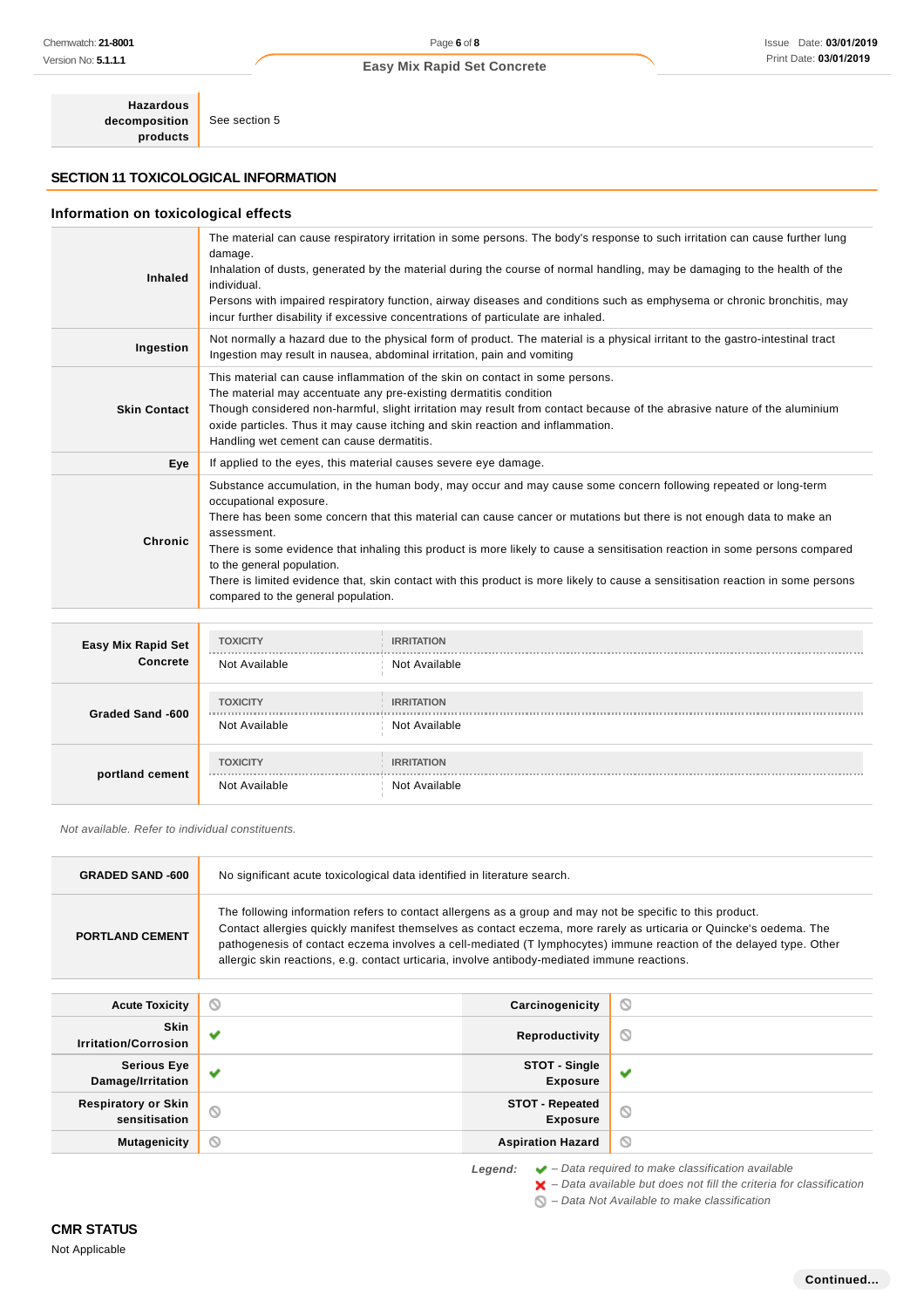| | |
|---|---|
| **Hazardous decomposition products** | See section 5 |

## SECTION 11 TOXICOLOGICAL INFORMATION

### Information on toxicological effects

| | |
|---|---|
| **Inhaled** | The material can cause respiratory irritation in some persons. The body's response to such irritation can cause further lung damage.<br>Inhalation of dusts, generated by the material during the course of normal handling, may be damaging to the health of the individual.<br>Persons with impaired respiratory function, airway diseases and conditions such as emphysema or chronic bronchitis, may incur further disability if excessive concentrations of particulate are inhaled. |
| **Ingestion** | Not normally a hazard due to the physical form of product. The material is a physical irritant to the gastro-intestinal tract<br>Ingestion may result in nausea, abdominal irritation, pain and vomiting |
| **Skin Contact** | This material can cause inflammation of the skin on contact in some persons.<br>The material may accentuate any pre-existing dermatitis condition<br>Though considered non-harmful, slight irritation may result from contact because of the abrasive nature of the aluminium oxide particles. Thus it may cause itching and skin reaction and inflammation.<br>Handling wet cement can cause dermatitis. |
| **Eye** | If applied to the eyes, this material causes severe eye damage. |
| **Chronic** | Substance accumulation, in the human body, may occur and may cause some concern following repeated or long-term occupational exposure.<br>There has been some concern that this material can cause cancer or mutations but there is not enough data to make an assessment.<br>There is some evidence that inhaling this product is more likely to cause a sensitisation reaction in some persons compared to the general population.<br>There is limited evidence that, skin contact with this product is more likely to cause a sensitisation reaction in some persons compared to the general population. |

| | TOXICITY | IRRITATION |
|---|---|---|
| **Easy Mix Rapid Set Concrete** | Not Available | Not Available |
| **Graded Sand -600** | Not Available | Not Available |
| **portland cement** | Not Available | Not Available |

*Not available. Refer to individual constituents.*

| | |
|---|---|
| **GRADED SAND -600** | No significant acute toxicological data identified in literature search. |
| **PORTLAND CEMENT** | The following information refers to contact allergens as a group and may not be specific to this product.<br>Contact allergies quickly manifest themselves as contact eczema, more rarely as urticaria or Quincke's oedema. The pathogenesis of contact eczema involves a cell-mediated (T lymphocytes) immune reaction of the delayed type. Other allergic skin reactions, e.g. contact urticaria, involve antibody-mediated immune reactions. |

| | | | |
|---|---|---|---|
| **Acute Toxicity** | ⃠ | **Carcinogenicity** | ⃠ |
| **Skin Irritation/Corrosion** | ✔ | **Reproductivity** | ⃠ |
| **Serious Eye Damage/Irritation** | ✔ | **STOT - Single Exposure** | ✔ |
| **Respiratory or Skin sensitisation** | ⃠ | **STOT - Repeated Exposure** | ⃠ |
| **Mutagenicity** | ⃠ | **Aspiration Hazard** | ⃠ |

*Legend:*
- ✔ – *Data required to make classification available*
- ✘ – *Data available but does not fill the criteria for classification*
- ⃠ – *Data Not Available to make classification*

### CMR STATUS

Not Applicable

Continued...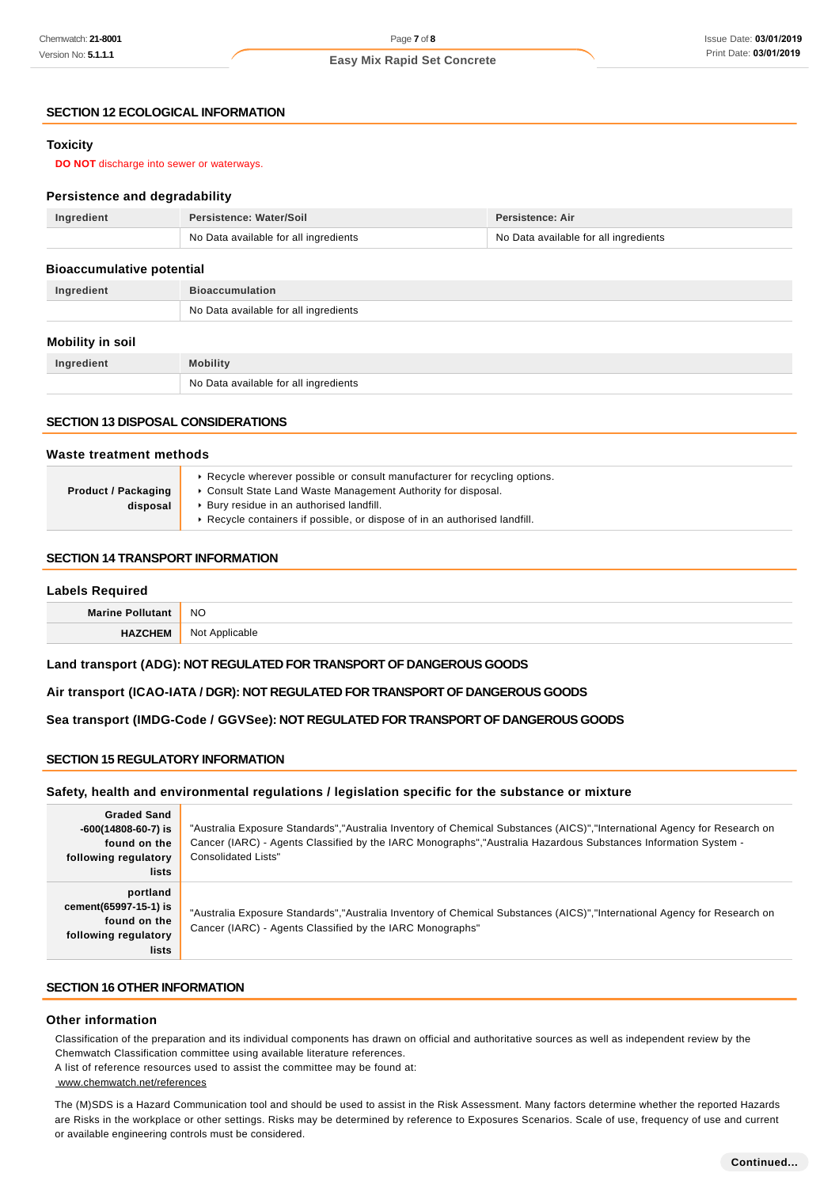## SECTION 12 ECOLOGICAL INFORMATION

### Toxicity

**DO NOT** discharge into sewer or waterways.

### Persistence and degradability

| Ingredient | Persistence: Water/Soil | Persistence: Air |
|---|---|---|
| | No Data available for all ingredients | No Data available for all ingredients |

### Bioaccumulative potential

| Ingredient | Bioaccumulation |
|---|---|
| | No Data available for all ingredients |

### Mobility in soil

| Ingredient | Mobility |
|---|---|
| | No Data available for all ingredients |

## SECTION 13 DISPOSAL CONSIDERATIONS

### Waste treatment methods

| | |
|---|---|
| **Product / Packaging disposal** | ▸ Recycle wherever possible or consult manufacturer for recycling options.<br>▸ Consult State Land Waste Management Authority for disposal.<br>▸ Bury residue in an authorised landfill.<br>▸ Recycle containers if possible, or dispose of in an authorised landfill. |

## SECTION 14 TRANSPORT INFORMATION

### Labels Required

| | |
|---|---|
| **Marine Pollutant** | NO |
| **HAZCHEM** | Not Applicable |

**Land transport (ADG): NOT REGULATED FOR TRANSPORT OF DANGEROUS GOODS**

**Air transport (ICAO-IATA / DGR): NOT REGULATED FOR TRANSPORT OF DANGEROUS GOODS**

**Sea transport (IMDG-Code / GGVSee): NOT REGULATED FOR TRANSPORT OF DANGEROUS GOODS**

## SECTION 15 REGULATORY INFORMATION

### Safety, health and environmental regulations / legislation specific for the substance or mixture

| | |
|---|---|
| **Graded Sand -600(14808-60-7) is found on the following regulatory lists** | "Australia Exposure Standards","Australia Inventory of Chemical Substances (AICS)","International Agency for Research on Cancer (IARC) - Agents Classified by the IARC Monographs","Australia Hazardous Substances Information System - Consolidated Lists" |
| **portland cement(65997-15-1) is found on the following regulatory lists** | "Australia Exposure Standards","Australia Inventory of Chemical Substances (AICS)","International Agency for Research on Cancer (IARC) - Agents Classified by the IARC Monographs" |

## SECTION 16 OTHER INFORMATION

### Other information

Classification of the preparation and its individual components has drawn on official and authoritative sources as well as independent review by the Chemwatch Classification committee using available literature references.
A list of reference resources used to assist the committee may be found at:
www.chemwatch.net/references

The (M)SDS is a Hazard Communication tool and should be used to assist in the Risk Assessment. Many factors determine whether the reported Hazards are Risks in the workplace or other settings. Risks may be determined by reference to Exposures Scenarios. Scale of use, frequency of use and current or available engineering controls must be considered.

**Continued...**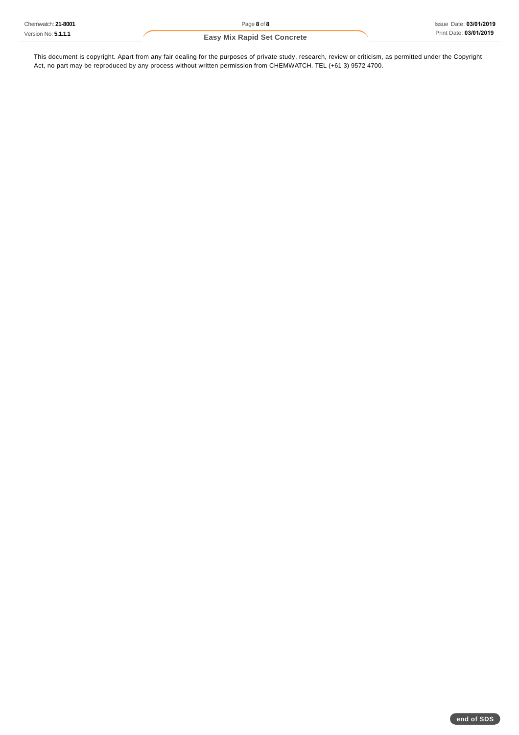This document is copyright. Apart from any fair dealing for the purposes of private study, research, review or criticism, as permitted under the Copyright Act, no part may be reproduced by any process without written permission from CHEMWATCH. TEL (+61 3) 9572 4700.

end of SDS